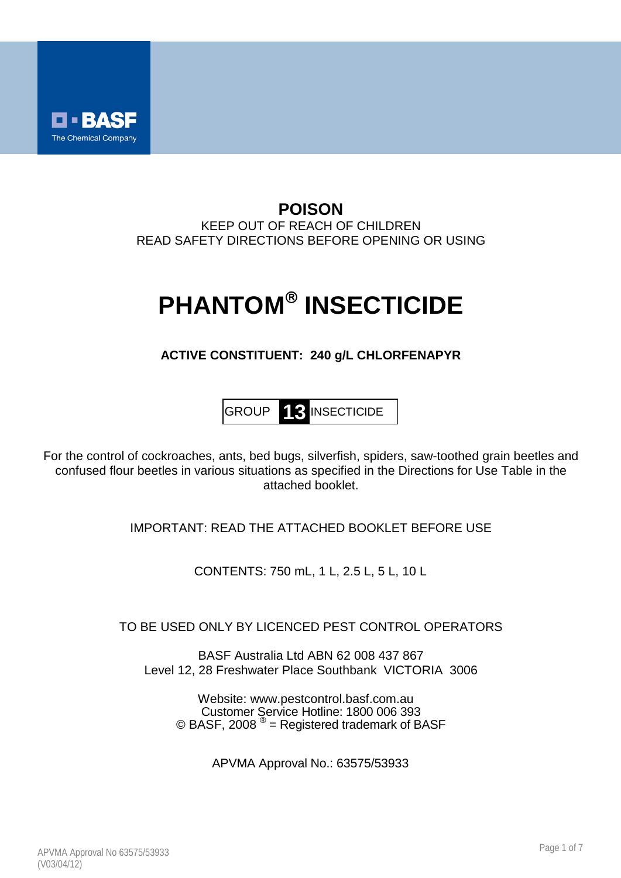BASF
The Chemical Company

**POISON**

KEEP OUT OF REACH OF CHILDREN

READ SAFETY DIRECTIONS BEFORE OPENING OR USING

# PHANTOM® INSECTICIDE

**ACTIVE CONSTITUENT: 240 g/L CHLORFENAPYR**

GROUP **13** INSECTICIDE

For the control of cockroaches, ants, bed bugs, silverfish, spiders, saw-toothed grain beetles and confused flour beetles in various situations as specified in the Directions for Use Table in the attached booklet.

IMPORTANT: READ THE ATTACHED BOOKLET BEFORE USE

CONTENTS: 750 mL, 1 L, 2.5 L, 5 L, 10 L

TO BE USED ONLY BY LICENCED PEST CONTROL OPERATORS

BASF Australia Ltd ABN 62 008 437 867
Level 12, 28 Freshwater Place Southbank VICTORIA 3006

Website: www.pestcontrol.basf.com.au
Customer Service Hotline: 1800 006 393
© BASF, 2008 ® = Registered trademark of BASF

APVMA Approval No.: 63575/53933

APVMA Approval No 63575/53933
(V03/04/12)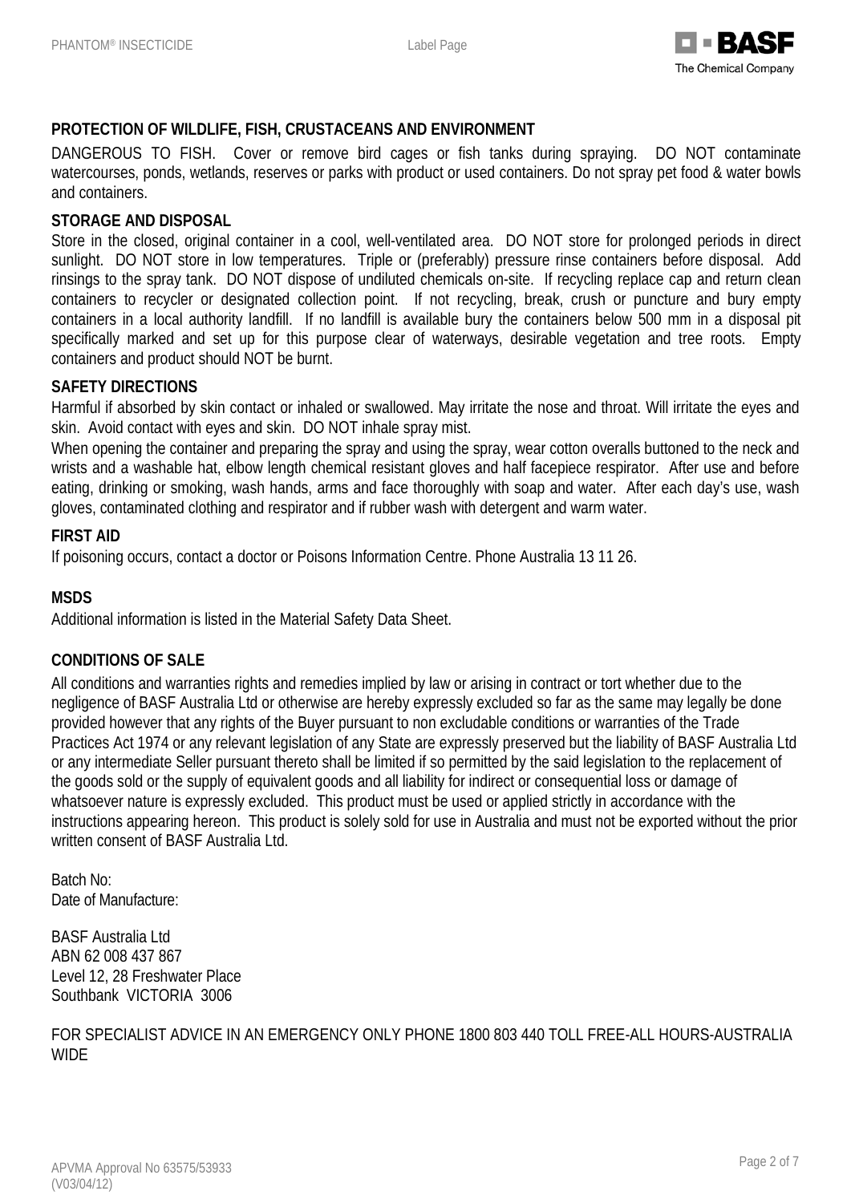### PROTECTION OF WILDLIFE, FISH, CRUSTACEANS AND ENVIRONMENT

DANGEROUS TO FISH. Cover or remove bird cages or fish tanks during spraying. DO NOT contaminate watercourses, ponds, wetlands, reserves or parks with product or used containers. Do not spray pet food & water bowls and containers.

### STORAGE AND DISPOSAL

Store in the closed, original container in a cool, well-ventilated area. DO NOT store for prolonged periods in direct sunlight. DO NOT store in low temperatures. Triple or (preferably) pressure rinse containers before disposal. Add rinsings to the spray tank. DO NOT dispose of undiluted chemicals on-site. If recycling replace cap and return clean containers to recycler or designated collection point. If not recycling, break, crush or puncture and bury empty containers in a local authority landfill. If no landfill is available bury the containers below 500 mm in a disposal pit specifically marked and set up for this purpose clear of waterways, desirable vegetation and tree roots. Empty containers and product should NOT be burnt.

### SAFETY DIRECTIONS

Harmful if absorbed by skin contact or inhaled or swallowed. May irritate the nose and throat. Will irritate the eyes and skin. Avoid contact with eyes and skin. DO NOT inhale spray mist.

When opening the container and preparing the spray and using the spray, wear cotton overalls buttoned to the neck and wrists and a washable hat, elbow length chemical resistant gloves and half facepiece respirator. After use and before eating, drinking or smoking, wash hands, arms and face thoroughly with soap and water. After each day's use, wash gloves, contaminated clothing and respirator and if rubber wash with detergent and warm water.

### FIRST AID

If poisoning occurs, contact a doctor or Poisons Information Centre. Phone Australia 13 11 26.

### MSDS

Additional information is listed in the Material Safety Data Sheet.

### CONDITIONS OF SALE

All conditions and warranties rights and remedies implied by law or arising in contract or tort whether due to the negligence of BASF Australia Ltd or otherwise are hereby expressly excluded so far as the same may legally be done provided however that any rights of the Buyer pursuant to non excludable conditions or warranties of the Trade Practices Act 1974 or any relevant legislation of any State are expressly preserved but the liability of BASF Australia Ltd or any intermediate Seller pursuant thereto shall be limited if so permitted by the said legislation to the replacement of the goods sold or the supply of equivalent goods and all liability for indirect or consequential loss or damage of whatsoever nature is expressly excluded. This product must be used or applied strictly in accordance with the instructions appearing hereon. This product is solely sold for use in Australia and must not be exported without the prior written consent of BASF Australia Ltd.

Batch No:
Date of Manufacture:

BASF Australia Ltd
ABN 62 008 437 867
Level 12, 28 Freshwater Place
Southbank VICTORIA 3006

FOR SPECIALIST ADVICE IN AN EMERGENCY ONLY PHONE 1800 803 440 TOLL FREE-ALL HOURS-AUSTRALIA WIDE

APVMA Approval No 63575/53933
(V03/04/12)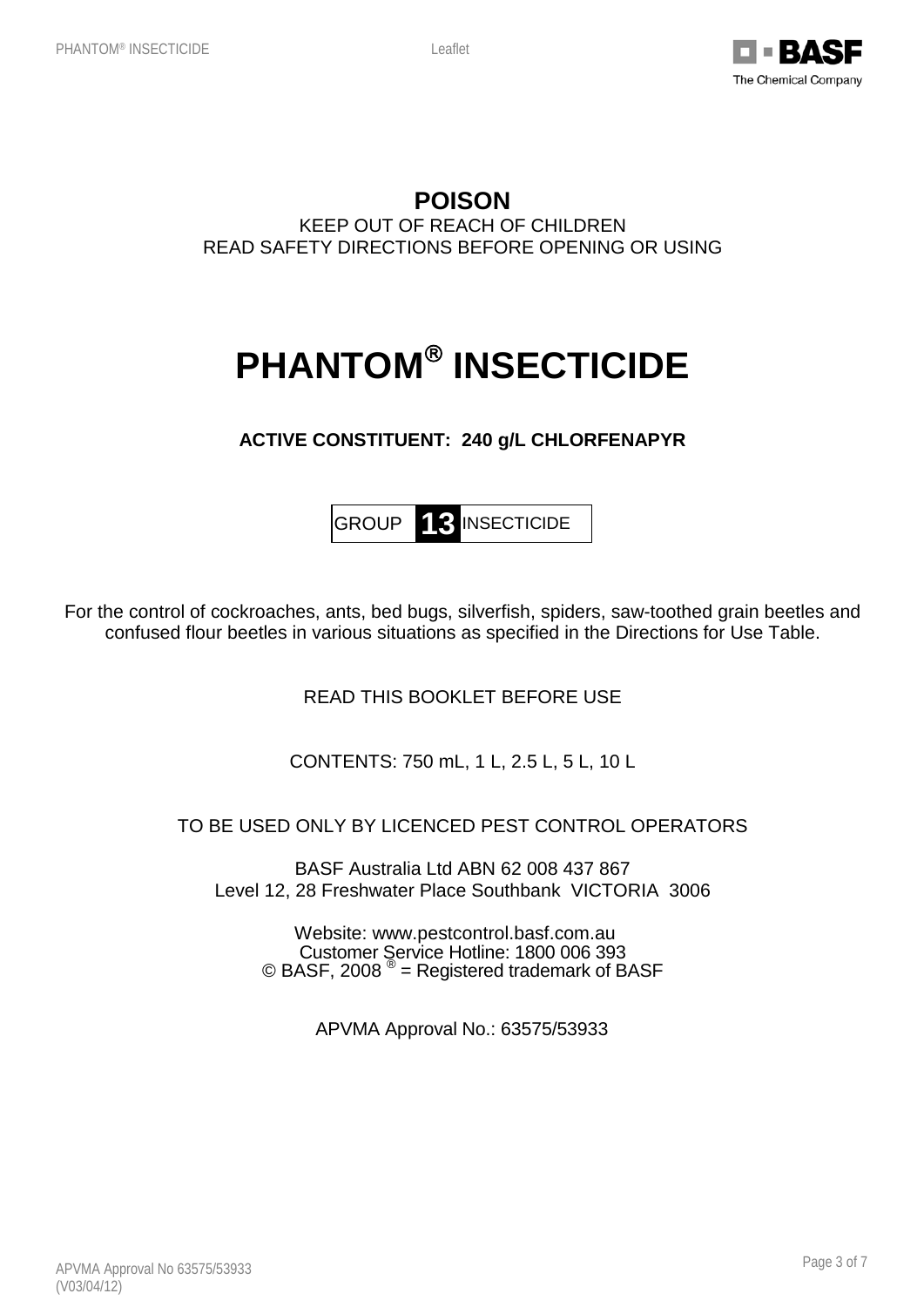**POISON**

KEEP OUT OF REACH OF CHILDREN

READ SAFETY DIRECTIONS BEFORE OPENING OR USING

# PHANTOM® INSECTICIDE

**ACTIVE CONSTITUENT: 240 g/L CHLORFENAPYR**

| GROUP | **13** | INSECTICIDE |
|---|---|---|

For the control of cockroaches, ants, bed bugs, silverfish, spiders, saw-toothed grain beetles and confused flour beetles in various situations as specified in the Directions for Use Table.

READ THIS BOOKLET BEFORE USE

CONTENTS: 750 mL, 1 L, 2.5 L, 5 L, 10 L

TO BE USED ONLY BY LICENCED PEST CONTROL OPERATORS

BASF Australia Ltd ABN 62 008 437 867
Level 12, 28 Freshwater Place Southbank VICTORIA 3006

Website: www.pestcontrol.basf.com.au
Customer Service Hotline: 1800 006 393
© BASF, 2008 ® = Registered trademark of BASF

APVMA Approval No.: 63575/53933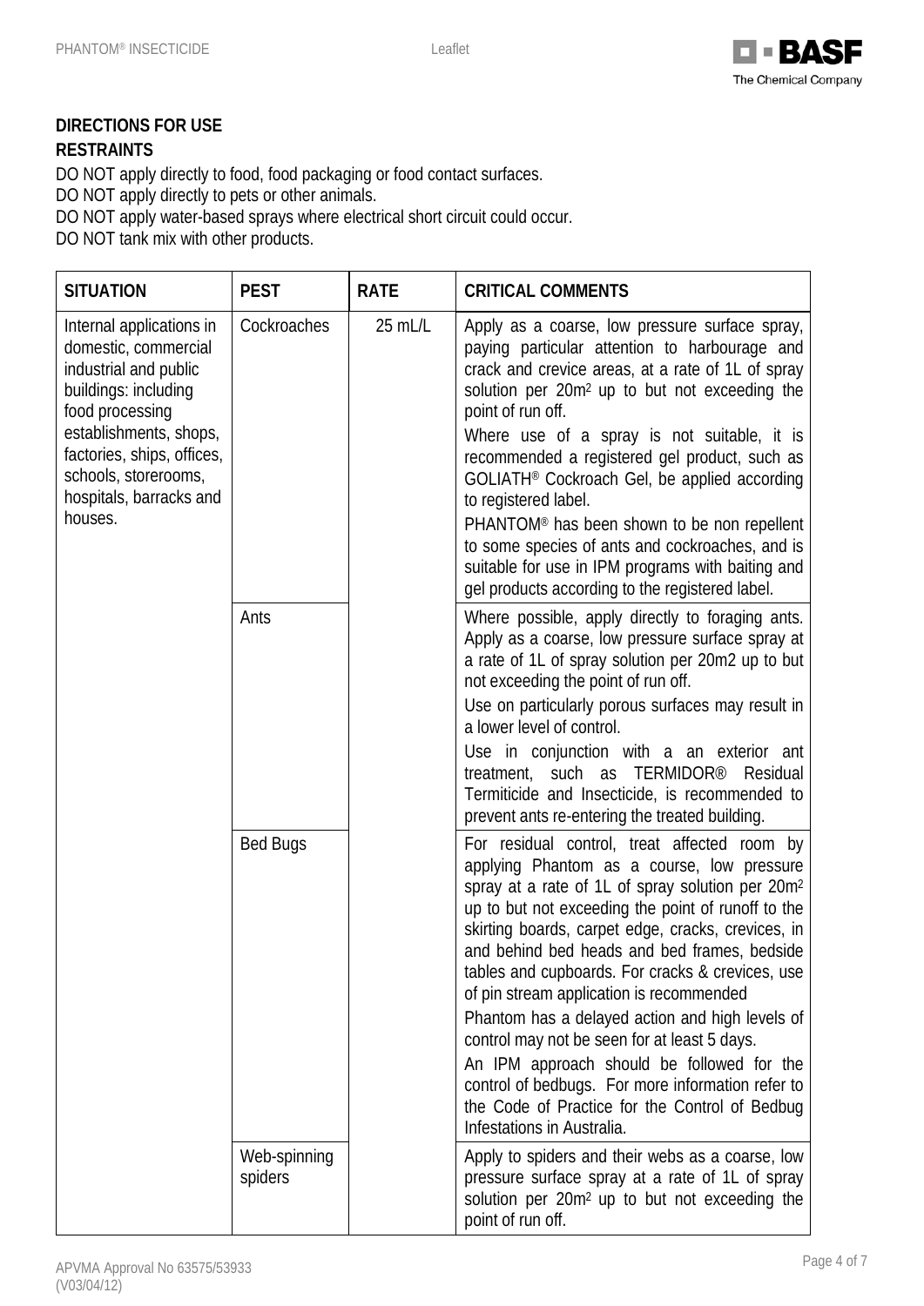## DIRECTIONS FOR USE

### RESTRAINTS

DO NOT apply directly to food, food packaging or food contact surfaces.
DO NOT apply directly to pets or other animals.
DO NOT apply water-based sprays where electrical short circuit could occur.
DO NOT tank mix with other products.

| SITUATION | PEST | RATE | CRITICAL COMMENTS |
|---|---|---|---|
| Internal applications in domestic, commercial industrial and public buildings: including food processing establishments, shops, factories, ships, offices, schools, storerooms, hospitals, barracks and houses. | Cockroaches | 25 mL/L | Apply as a coarse, low pressure surface spray, paying particular attention to harbourage and crack and crevice areas, at a rate of 1L of spray solution per 20m² up to but not exceeding the point of run off.<br>Where use of a spray is not suitable, it is recommended a registered gel product, such as GOLIATH® Cockroach Gel, be applied according to registered label.<br>PHANTOM® has been shown to be non repellent to some species of ants and cockroaches, and is suitable for use in IPM programs with baiting and gel products according to the registered label. |
| | Ants | | Where possible, apply directly to foraging ants. Apply as a coarse, low pressure surface spray at a rate of 1L of spray solution per 20m2 up to but not exceeding the point of run off.<br>Use on particularly porous surfaces may result in a lower level of control.<br>Use in conjunction with a an exterior ant treatment, such as TERMIDOR® Residual Termiticide and Insecticide, is recommended to prevent ants re-entering the treated building. |
| | Bed Bugs | | For residual control, treat affected room by applying Phantom as a course, low pressure spray at a rate of 1L of spray solution per 20m² up to but not exceeding the point of runoff to the skirting boards, carpet edge, cracks, crevices, in and behind bed heads and bed frames, bedside tables and cupboards. For cracks & crevices, use of pin stream application is recommended<br>Phantom has a delayed action and high levels of control may not be seen for at least 5 days.<br>An IPM approach should be followed for the control of bedbugs. For more information refer to the Code of Practice for the Control of Bedbug Infestations in Australia. |
| | Web-spinning spiders | | Apply to spiders and their webs as a coarse, low pressure surface spray at a rate of 1L of spray solution per 20m² up to but not exceeding the point of run off. |

APVMA Approval No 63575/53933
(V03/04/12)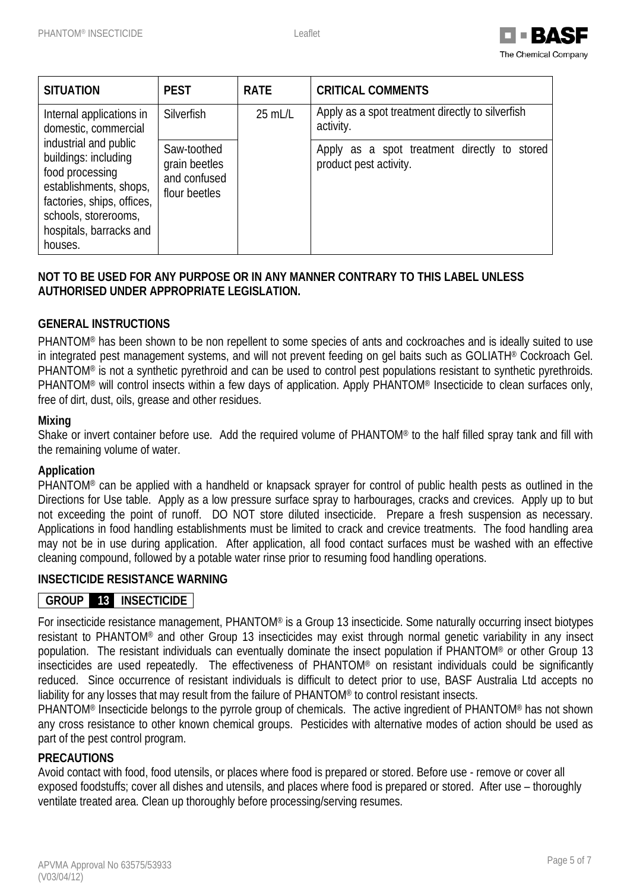| SITUATION | PEST | RATE | CRITICAL COMMENTS |
|---|---|---|---|
| Internal applications in domestic, commercial industrial and public buildings: including food processing establishments, shops, factories, ships, offices, schools, storerooms, hospitals, barracks and houses. | Silverfish | 25 mL/L | Apply as a spot treatment directly to silverfish activity. |
| | Saw-toothed grain beetles and confused flour beetles | | Apply as a spot treatment directly to stored product pest activity. |

**NOT TO BE USED FOR ANY PURPOSE OR IN ANY MANNER CONTRARY TO THIS LABEL UNLESS AUTHORISED UNDER APPROPRIATE LEGISLATION.**

## GENERAL INSTRUCTIONS

PHANTOM® has been shown to be non repellent to some species of ants and cockroaches and is ideally suited to use in integrated pest management systems, and will not prevent feeding on gel baits such as GOLIATH® Cockroach Gel. PHANTOM® is not a synthetic pyrethroid and can be used to control pest populations resistant to synthetic pyrethroids. PHANTOM® will control insects within a few days of application. Apply PHANTOM® Insecticide to clean surfaces only, free of dirt, dust, oils, grease and other residues.

### Mixing

Shake or invert container before use. Add the required volume of PHANTOM® to the half filled spray tank and fill with the remaining volume of water.

### Application

PHANTOM® can be applied with a handheld or knapsack sprayer for control of public health pests as outlined in the Directions for Use table. Apply as a low pressure surface spray to harbourages, cracks and crevices. Apply up to but not exceeding the point of runoff. DO NOT store diluted insecticide. Prepare a fresh suspension as necessary. Applications in food handling establishments must be limited to crack and crevice treatments. The food handling area may not be in use during application. After application, all food contact surfaces must be washed with an effective cleaning compound, followed by a potable water rinse prior to resuming food handling operations.

## INSECTICIDE RESISTANCE WARNING

**GROUP 13 INSECTICIDE**

For insecticide resistance management, PHANTOM® is a Group 13 insecticide. Some naturally occurring insect biotypes resistant to PHANTOM® and other Group 13 insecticides may exist through normal genetic variability in any insect population. The resistant individuals can eventually dominate the insect population if PHANTOM® or other Group 13 insecticides are used repeatedly. The effectiveness of PHANTOM® on resistant individuals could be significantly reduced. Since occurrence of resistant individuals is difficult to detect prior to use, BASF Australia Ltd accepts no liability for any losses that may result from the failure of PHANTOM® to control resistant insects.

PHANTOM® Insecticide belongs to the pyrrole group of chemicals. The active ingredient of PHANTOM® has not shown any cross resistance to other known chemical groups. Pesticides with alternative modes of action should be used as part of the pest control program.

## PRECAUTIONS

Avoid contact with food, food utensils, or places where food is prepared or stored. Before use - remove or cover all exposed foodstuffs; cover all dishes and utensils, and places where food is prepared or stored. After use – thoroughly ventilate treated area. Clean up thoroughly before processing/serving resumes.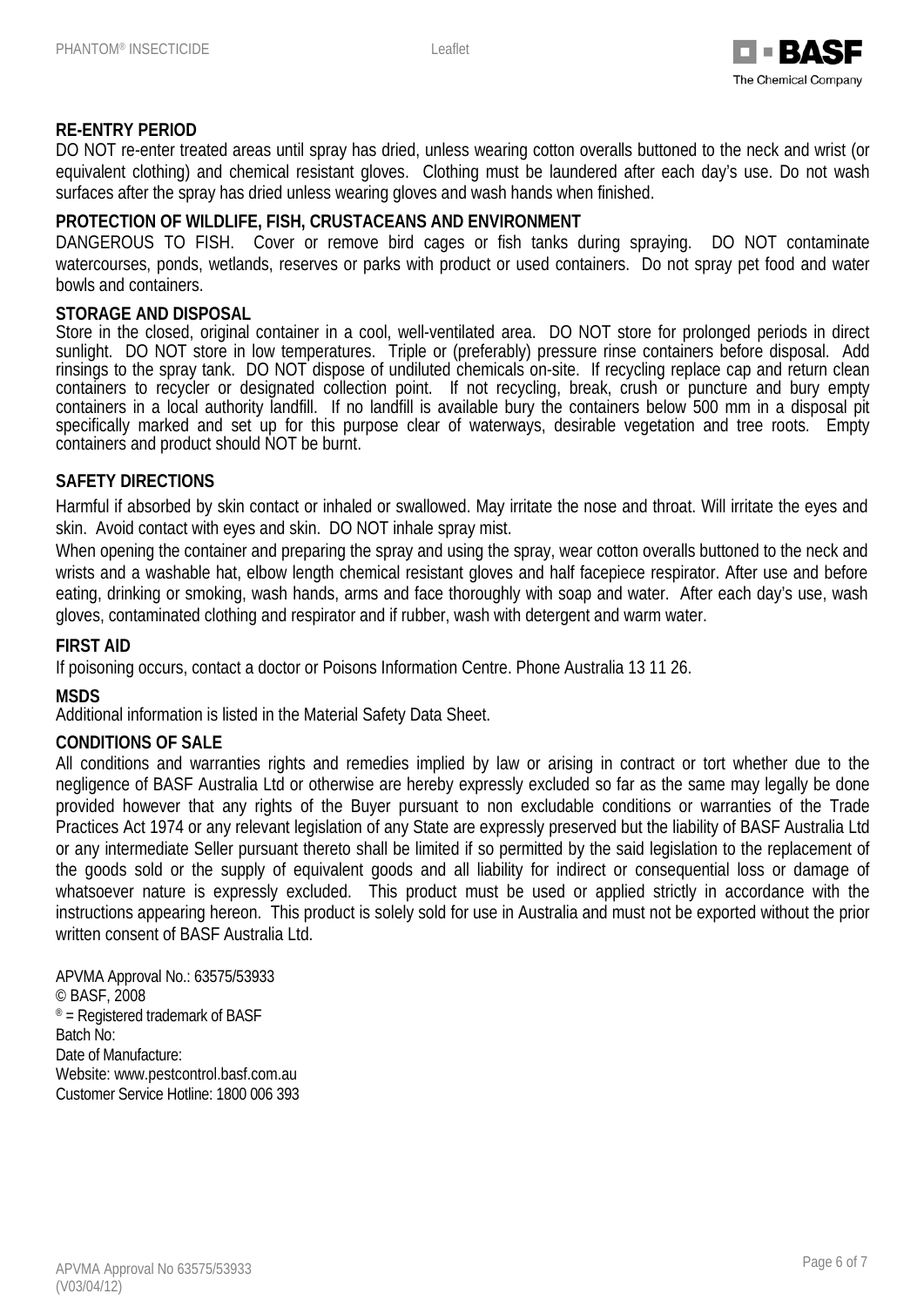## RE-ENTRY PERIOD

DO NOT re-enter treated areas until spray has dried, unless wearing cotton overalls buttoned to the neck and wrist (or equivalent clothing) and chemical resistant gloves. Clothing must be laundered after each day's use. Do not wash surfaces after the spray has dried unless wearing gloves and wash hands when finished.

## PROTECTION OF WILDLIFE, FISH, CRUSTACEANS AND ENVIRONMENT

DANGEROUS TO FISH. Cover or remove bird cages or fish tanks during spraying. DO NOT contaminate watercourses, ponds, wetlands, reserves or parks with product or used containers. Do not spray pet food and water bowls and containers.

## STORAGE AND DISPOSAL

Store in the closed, original container in a cool, well-ventilated area. DO NOT store for prolonged periods in direct sunlight. DO NOT store in low temperatures. Triple or (preferably) pressure rinse containers before disposal. Add rinsings to the spray tank. DO NOT dispose of undiluted chemicals on-site. If recycling replace cap and return clean containers to recycler or designated collection point. If not recycling, break, crush or puncture and bury empty containers in a local authority landfill. If no landfill is available bury the containers below 500 mm in a disposal pit specifically marked and set up for this purpose clear of waterways, desirable vegetation and tree roots. Empty containers and product should NOT be burnt.

## SAFETY DIRECTIONS

Harmful if absorbed by skin contact or inhaled or swallowed. May irritate the nose and throat. Will irritate the eyes and skin. Avoid contact with eyes and skin. DO NOT inhale spray mist.

When opening the container and preparing the spray and using the spray, wear cotton overalls buttoned to the neck and wrists and a washable hat, elbow length chemical resistant gloves and half facepiece respirator. After use and before eating, drinking or smoking, wash hands, arms and face thoroughly with soap and water. After each day's use, wash gloves, contaminated clothing and respirator and if rubber, wash with detergent and warm water.

## FIRST AID

If poisoning occurs, contact a doctor or Poisons Information Centre. Phone Australia 13 11 26.

## MSDS

Additional information is listed in the Material Safety Data Sheet.

## CONDITIONS OF SALE

All conditions and warranties rights and remedies implied by law or arising in contract or tort whether due to the negligence of BASF Australia Ltd or otherwise are hereby expressly excluded so far as the same may legally be done provided however that any rights of the Buyer pursuant to non excludable conditions or warranties of the Trade Practices Act 1974 or any relevant legislation of any State are expressly preserved but the liability of BASF Australia Ltd or any intermediate Seller pursuant thereto shall be limited if so permitted by the said legislation to the replacement of the goods sold or the supply of equivalent goods and all liability for indirect or consequential loss or damage of whatsoever nature is expressly excluded. This product must be used or applied strictly in accordance with the instructions appearing hereon. This product is solely sold for use in Australia and must not be exported without the prior written consent of BASF Australia Ltd.

APVMA Approval No.: 63575/53933
© BASF, 2008
® = Registered trademark of BASF
Batch No:
Date of Manufacture:
Website: www.pestcontrol.basf.com.au
Customer Service Hotline: 1800 006 393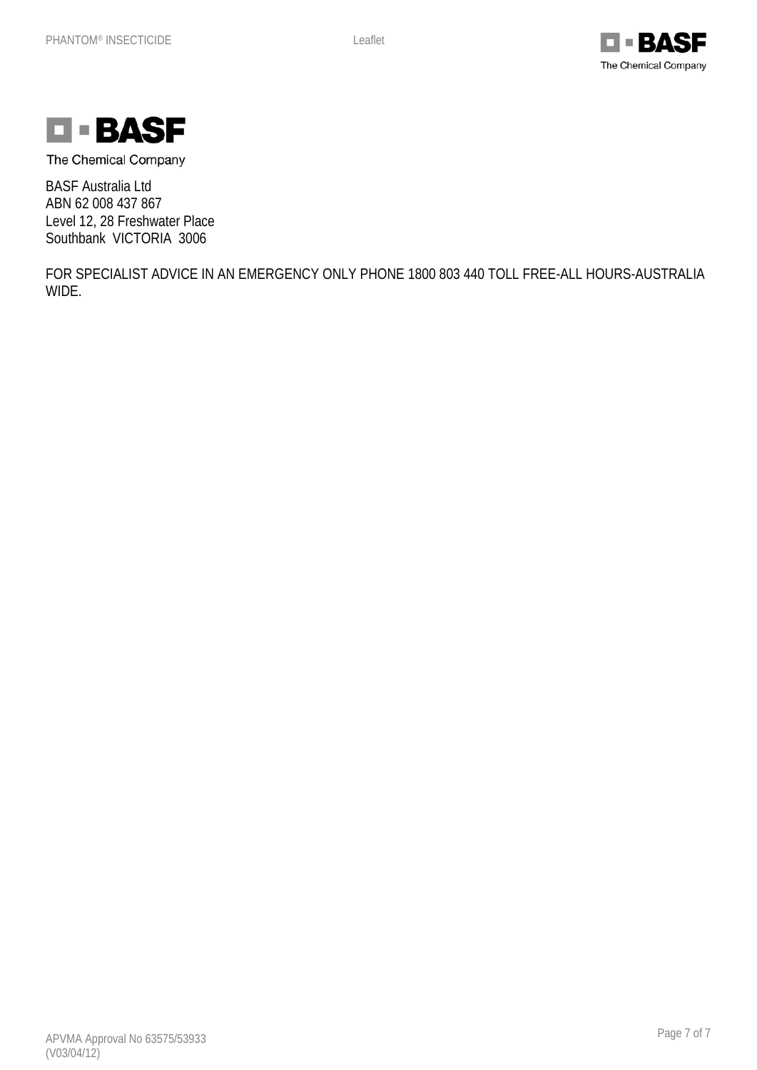BASF

The Chemical Company

BASF Australia Ltd
ABN 62 008 437 867
Level 12, 28 Freshwater Place
Southbank VICTORIA 3006

FOR SPECIALIST ADVICE IN AN EMERGENCY ONLY PHONE 1800 803 440 TOLL FREE-ALL HOURS-AUSTRALIA WIDE.

APVMA Approval No 63575/53933
(V03/04/12)